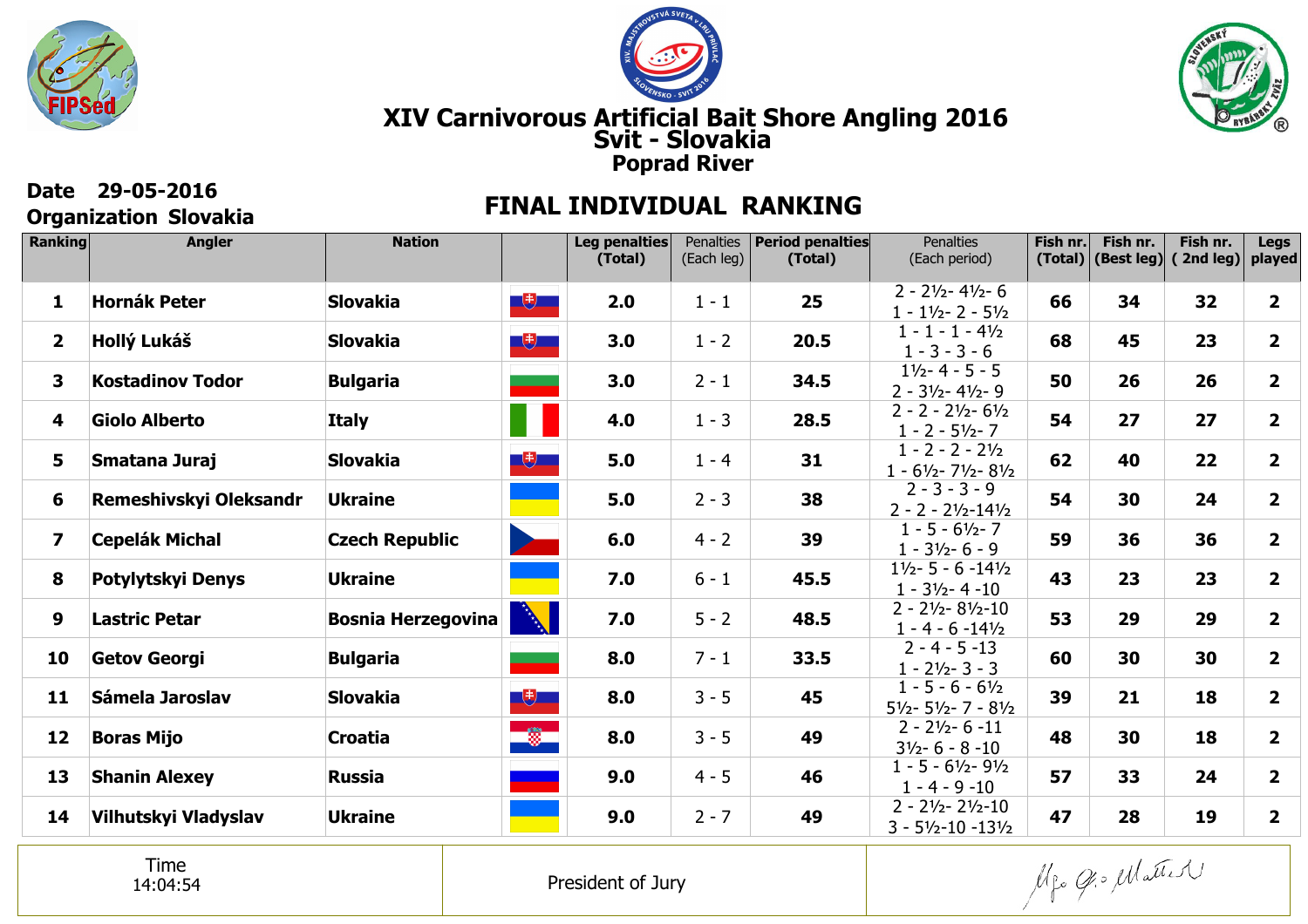# XIV Carnivorous Artificial Bait Shore Angling 2016
## Svit - Slovakia
### Poprad River

**Date** 29-05-2016
**Organization** Slovakia

## FINAL INDIVIDUAL RANKING

| Ranking | Angler | Nation | | Leg penalties (Total) | Penalties (Each leg) | Period penalties (Total) | Penalties (Each period) | Fish nr. (Total) | Fish nr. (Best leg) | Fish nr. ( 2nd leg) | Legs played |
|---|---|---|---|---|---|---|---|---|---|---|---|
| 1 | Hornák Peter | Slovakia | | 2.0 | 1 - 1 | 25 | 2 - 2½- 4½- 6<br>1 - 1½- 2 - 5½ | 66 | 34 | 32 | 2 |
| 2 | Hollý Lukáš | Slovakia | | 3.0 | 1 - 2 | 20.5 | 1 - 1 - 1 - 4½<br>1 - 3 - 3 - 6 | 68 | 45 | 23 | 2 |
| 3 | Kostadinov Todor | Bulgaria | | 3.0 | 2 - 1 | 34.5 | 1½- 4 - 5 - 5<br>2 - 3½- 4½- 9 | 50 | 26 | 26 | 2 |
| 4 | Giolo Alberto | Italy | | 4.0 | 1 - 3 | 28.5 | 2 - 2 - 2½- 6½<br>1 - 2 - 5½- 7 | 54 | 27 | 27 | 2 |
| 5 | Smatana Juraj | Slovakia | | 5.0 | 1 - 4 | 31 | 1 - 2 - 2 - 2½<br>1 - 6½- 7½- 8½ | 62 | 40 | 22 | 2 |
| 6 | Remeshivskyi Oleksandr | Ukraine | | 5.0 | 2 - 3 | 38 | 2 - 3 - 3 - 9<br>2 - 2 - 2½-14½ | 54 | 30 | 24 | 2 |
| 7 | Cepelák Michal | Czech Republic | | 6.0 | 4 - 2 | 39 | 1 - 5 - 6½- 7<br>1 - 3½- 6 - 9 | 59 | 36 | 36 | 2 |
| 8 | Potylytskyi Denys | Ukraine | | 7.0 | 6 - 1 | 45.5 | 1½- 5 - 6 -14½<br>1 - 3½- 4 -10 | 43 | 23 | 23 | 2 |
| 9 | Lastric Petar | Bosnia Herzegovina | | 7.0 | 5 - 2 | 48.5 | 2 - 2½- 8½-10<br>1 - 4 - 6 -14½ | 53 | 29 | 29 | 2 |
| 10 | Getov Georgi | Bulgaria | | 8.0 | 7 - 1 | 33.5 | 2 - 4 - 5 -13<br>1 - 2½- 3 - 3 | 60 | 30 | 30 | 2 |
| 11 | Sámela Jaroslav | Slovakia | | 8.0 | 3 - 5 | 45 | 1 - 5 - 6 - 6½<br>5½- 5½- 7 - 8½ | 39 | 21 | 18 | 2 |
| 12 | Boras Mijo | Croatia | | 8.0 | 3 - 5 | 49 | 2 - 2½- 6 -11<br>3½- 6 - 8 -10 | 48 | 30 | 18 | 2 |
| 13 | Shanin Alexey | Russia | | 9.0 | 4 - 5 | 46 | 1 - 5 - 6½- 9½<br>1 - 4 - 9 -10 | 57 | 33 | 24 | 2 |
| 14 | Vilhutskyi Vladyslav | Ukraine | | 9.0 | 2 - 7 | 49 | 2 - 2½- 2½-10<br>3 - 5½-10 -13½ | 47 | 28 | 19 | 2 |

| Time<br>14:04:54 | President of Jury | |
|---|---|---|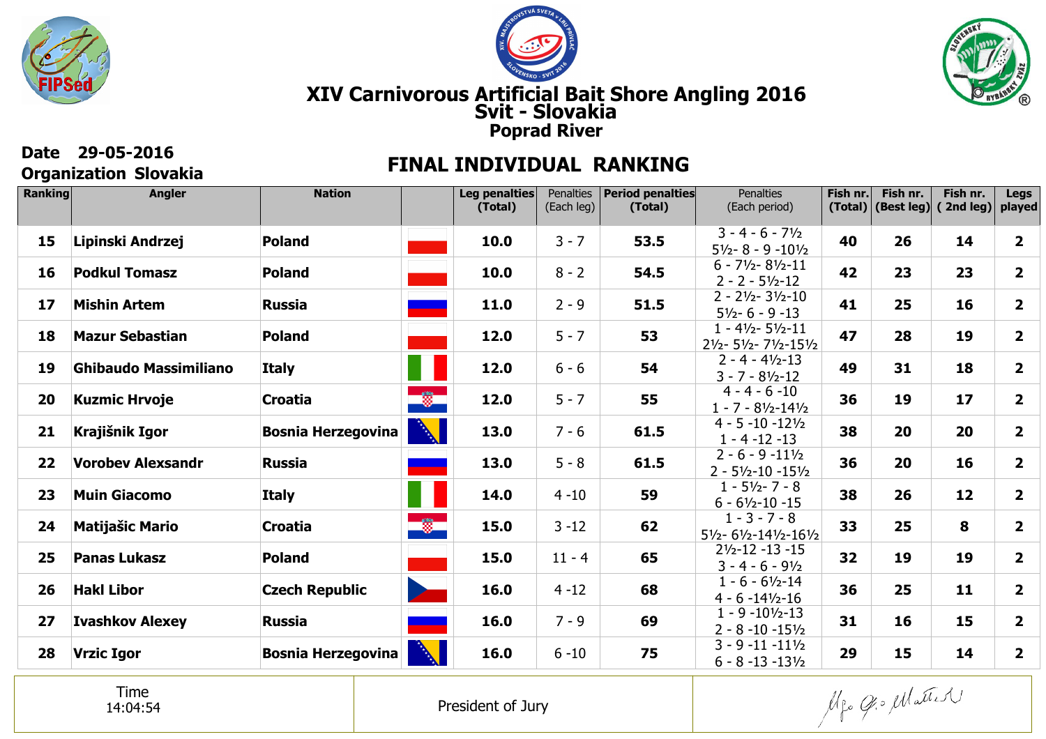# XIV Carnivorous Artificial Bait Shore Angling 2016
## Svit - Slovakia
### Poprad River

**Date** 29-05-2016
**Organization** Slovakia

## FINAL INDIVIDUAL RANKING

| Ranking | Angler | Nation | | Leg penalties (Total) | Penalties (Each leg) | Period penalties (Total) | Penalties (Each period) | Fish nr. (Total) | Fish nr. (Best leg) | Fish nr. ( 2nd leg) | Legs played |
|---|---|---|---|---|---|---|---|---|---|---|---|
| 15 | Lipinski Andrzej | Poland | | 10.0 | 3 - 7 | 53.5 | 3 - 4 - 6 - 7½<br>5½- 8 - 9 -10½ | 40 | 26 | 14 | 2 |
| 16 | Podkul Tomasz | Poland | | 10.0 | 8 - 2 | 54.5 | 6 - 7½- 8½-11<br>2 - 2 - 5½-12 | 42 | 23 | 23 | 2 |
| 17 | Mishin Artem | Russia | | 11.0 | 2 - 9 | 51.5 | 2 - 2½- 3½-10<br>5½- 6 - 9 -13 | 41 | 25 | 16 | 2 |
| 18 | Mazur Sebastian | Poland | | 12.0 | 5 - 7 | 53 | 1 - 4½- 5½-11<br>2½- 5½- 7½-15½ | 47 | 28 | 19 | 2 |
| 19 | Ghibaudo Massimiliano | Italy | | 12.0 | 6 - 6 | 54 | 2 - 4 - 4½-13<br>3 - 7 - 8½-12 | 49 | 31 | 18 | 2 |
| 20 | Kuzmic Hrvoje | Croatia | | 12.0 | 5 - 7 | 55 | 4 - 4 - 6 -10<br>1 - 7 - 8½-14½ | 36 | 19 | 17 | 2 |
| 21 | Krajišnik Igor | Bosnia Herzegovina | | 13.0 | 7 - 6 | 61.5 | 4 - 5 -10 -12½<br>1 - 4 -12 -13 | 38 | 20 | 20 | 2 |
| 22 | Vorobev Alexsandr | Russia | | 13.0 | 5 - 8 | 61.5 | 2 - 6 - 9 -11½<br>2 - 5½-10 -15½ | 36 | 20 | 16 | 2 |
| 23 | Muin Giacomo | Italy | | 14.0 | 4 -10 | 59 | 1 - 5½- 7 - 8<br>6 - 6½-10 -15 | 38 | 26 | 12 | 2 |
| 24 | Matijašic Mario | Croatia | | 15.0 | 3 -12 | 62 | 1 - 3 - 7 - 8<br>5½- 6½-14½-16½ | 33 | 25 | 8 | 2 |
| 25 | Panas Lukasz | Poland | | 15.0 | 11 - 4 | 65 | 2½-12 -13 -15<br>3 - 4 - 6 - 9½ | 32 | 19 | 19 | 2 |
| 26 | Hakl Libor | Czech Republic | | 16.0 | 4 -12 | 68 | 1 - 6 - 6½-14<br>4 - 6 -14½-16 | 36 | 25 | 11 | 2 |
| 27 | Ivashkov Alexey | Russia | | 16.0 | 7 - 9 | 69 | 1 - 9 -10½-13<br>2 - 8 -10 -15½ | 31 | 16 | 15 | 2 |
| 28 | Vrzic Igor | Bosnia Herzegovina | | 16.0 | 6 -10 | 75 | 3 - 9 -11 -11½<br>6 - 8 -13 -13½ | 29 | 15 | 14 | 2 |

| Time<br>14:04:54 | President of Jury | |
|---|---|---|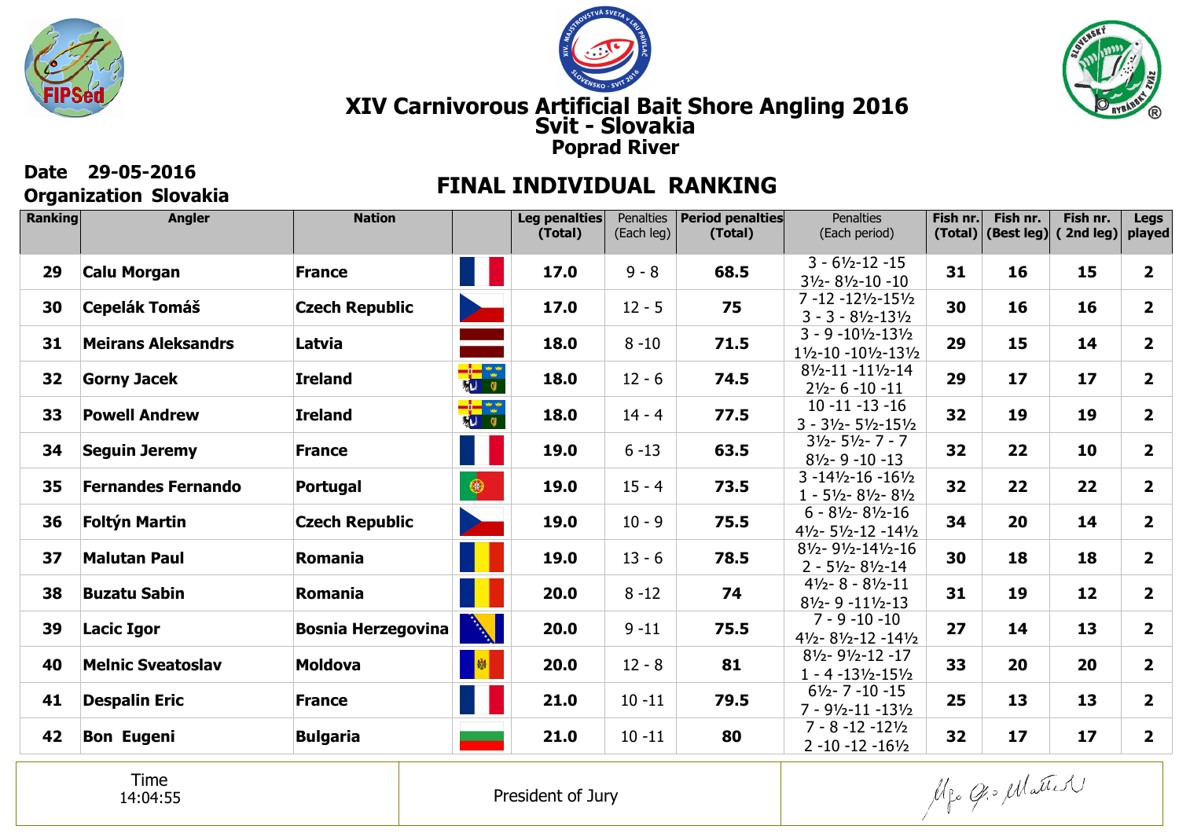# XIV Carnivorous Artificial Bait Shore Angling 2016
## Svit - Slovakia
### Poprad River

**Date 29-05-2016**
**Organization Slovakia**

## FINAL INDIVIDUAL RANKING

| Ranking | Angler | Nation | | Leg penalties (Total) | Penalties (Each leg) | Period penalties (Total) | Penalties (Each period) | Fish nr. (Total) | Fish nr. (Best leg) | Fish nr. ( 2nd leg) | Legs played |
|---|---|---|---|---|---|---|---|---|---|---|---|
| 29 | Calu Morgan | France | | 17.0 | 9 - 8 | 68.5 | 3 - 6½-12 -15<br>3½- 8½-10 -10 | 31 | 16 | 15 | 2 |
| 30 | Cepelák Tomáš | Czech Republic | | 17.0 | 12 - 5 | 75 | 7 -12 -12½-15½<br>3 - 3 - 8½-13½ | 30 | 16 | 16 | 2 |
| 31 | Meirans Aleksandrs | Latvia | | 18.0 | 8 -10 | 71.5 | 3 - 9 -10½-13½<br>1½-10 -10½-13½ | 29 | 15 | 14 | 2 |
| 32 | Gorny Jacek | Ireland | | 18.0 | 12 - 6 | 74.5 | 8½-11 -11½-14<br>2½- 6 -10 -11 | 29 | 17 | 17 | 2 |
| 33 | Powell Andrew | Ireland | | 18.0 | 14 - 4 | 77.5 | 10 -11 -13 -16<br>3 - 3½- 5½-15½ | 32 | 19 | 19 | 2 |
| 34 | Seguin Jeremy | France | | 19.0 | 6 -13 | 63.5 | 3½- 5½- 7 - 7<br>8½- 9 -10 -13 | 32 | 22 | 10 | 2 |
| 35 | Fernandes Fernando | Portugal | | 19.0 | 15 - 4 | 73.5 | 3 -14½-16 -16½<br>1 - 5½- 8½- 8½ | 32 | 22 | 22 | 2 |
| 36 | Foltýn Martin | Czech Republic | | 19.0 | 10 - 9 | 75.5 | 6 - 8½- 8½-16<br>4½- 5½-12 -14½ | 34 | 20 | 14 | 2 |
| 37 | Malutan Paul | Romania | | 19.0 | 13 - 6 | 78.5 | 8½- 9½-14½-16<br>2 - 5½- 8½-14 | 30 | 18 | 18 | 2 |
| 38 | Buzatu Sabin | Romania | | 20.0 | 8 -12 | 74 | 4½- 8 - 8½-11<br>8½- 9 -11½-13 | 31 | 19 | 12 | 2 |
| 39 | Lacic Igor | Bosnia Herzegovina | | 20.0 | 9 -11 | 75.5 | 7 - 9 -10 -10<br>4½- 8½-12 -14½ | 27 | 14 | 13 | 2 |
| 40 | Melnic Sveatoslav | Moldova | | 20.0 | 12 - 8 | 81 | 8½- 9½-12 -17<br>1 - 4 -13½-15½ | 33 | 20 | 20 | 2 |
| 41 | Despalin Eric | France | | 21.0 | 10 -11 | 79.5 | 6½- 7 -10 -15<br>7 - 9½-11 -13½ | 25 | 13 | 13 | 2 |
| 42 | Bon Eugeni | Bulgaria | | 21.0 | 10 -11 | 80 | 7 - 8 -12 -12½<br>2 -10 -12 -16½ | 32 | 17 | 17 | 2 |

| Time 14:04:55 | President of Jury | |
|---|---|---|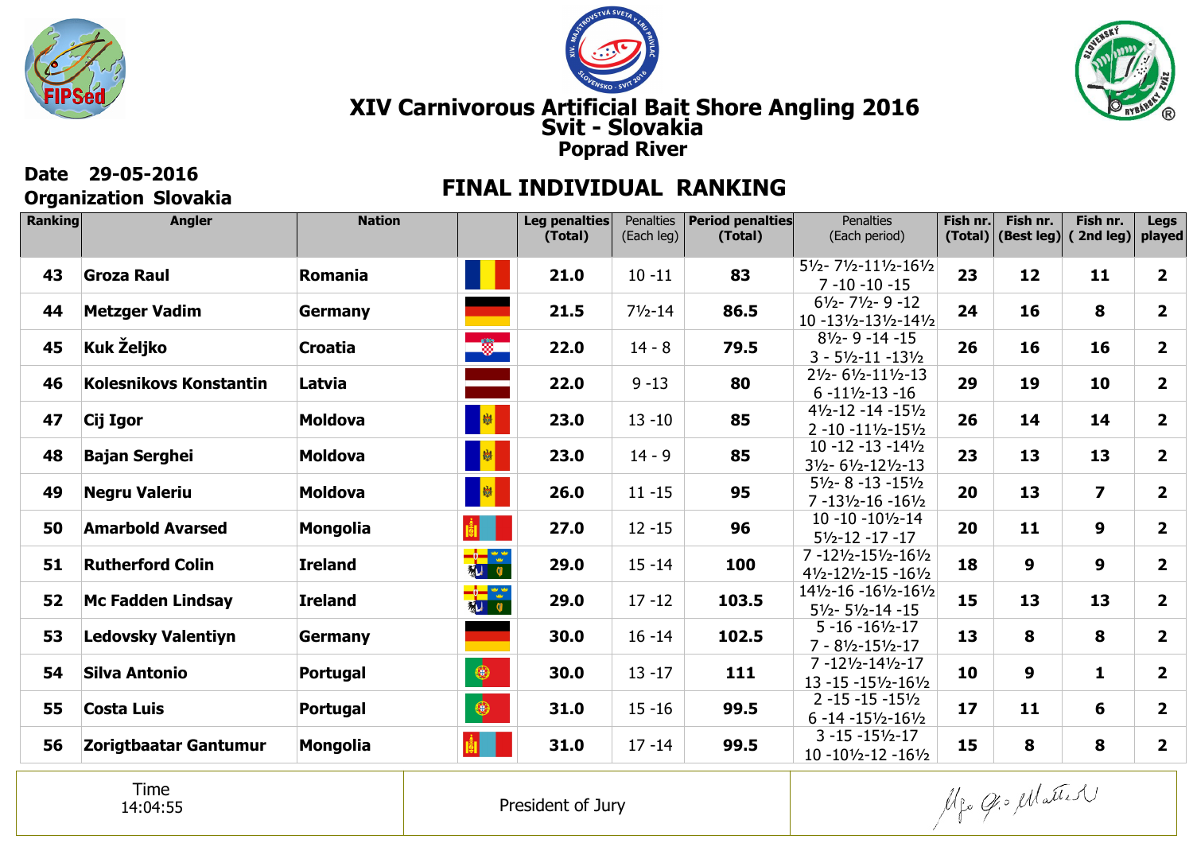# XIV Carnivorous Artificial Bait Shore Angling 2016
## Svit - Slovakia
### Poprad River

**Date 29-05-2016**
**Organization Slovakia**

## FINAL INDIVIDUAL RANKING

| Ranking | Angler | Nation | | Leg penalties (Total) | Penalties (Each leg) | Period penalties (Total) | Penalties (Each period) | Fish nr. (Total) | Fish nr. (Best leg) | Fish nr. ( 2nd leg) | Legs played |
|---|---|---|---|---|---|---|---|---|---|---|---|
| 43 | Groza Raul | Romania | | 21.0 | 10 -11 | 83 | 5½- 7½-11½-16½ 7 -10 -10 -15 | 23 | 12 | 11 | 2 |
| 44 | Metzger Vadim | Germany | | 21.5 | 7½-14 | 86.5 | 6½- 7½- 9 -12 10 -13½-13½-14½ | 24 | 16 | 8 | 2 |
| 45 | Kuk Željko | Croatia | | 22.0 | 14 - 8 | 79.5 | 8½- 9 -14 -15 3 - 5½-11 -13½ | 26 | 16 | 16 | 2 |
| 46 | Kolesnikovs Konstantin | Latvia | | 22.0 | 9 -13 | 80 | 2½- 6½-11½-13 6 -11½-13 -16 | 29 | 19 | 10 | 2 |
| 47 | Cij Igor | Moldova | | 23.0 | 13 -10 | 85 | 4½-12 -14 -15½ 2 -10 -11½-15½ | 26 | 14 | 14 | 2 |
| 48 | Bajan Serghei | Moldova | | 23.0 | 14 - 9 | 85 | 10 -12 -13 -14½ 3½- 6½-12½-13 | 23 | 13 | 13 | 2 |
| 49 | Negru Valeriu | Moldova | | 26.0 | 11 -15 | 95 | 5½- 8 -13 -15½ 7 -13½-16 -16½ | 20 | 13 | 7 | 2 |
| 50 | Amarbold Avarsed | Mongolia | | 27.0 | 12 -15 | 96 | 10 -10 -10½-14 5½-12 -17 -17 | 20 | 11 | 9 | 2 |
| 51 | Rutherford Colin | Ireland | | 29.0 | 15 -14 | 100 | 7 -12½-15½-16½ 4½-12½-15 -16½ | 18 | 9 | 9 | 2 |
| 52 | Mc Fadden Lindsay | Ireland | | 29.0 | 17 -12 | 103.5 | 14½-16 -16½-16½ 5½- 5½-14 -15 | 15 | 13 | 13 | 2 |
| 53 | Ledovsky Valentiyn | Germany | | 30.0 | 16 -14 | 102.5 | 5 -16 -16½-17 7 - 8½-15½-17 | 13 | 8 | 8 | 2 |
| 54 | Silva Antonio | Portugal | | 30.0 | 13 -17 | 111 | 7 -12½-14½-17 13 -15 -15½-16½ | 10 | 9 | 1 | 2 |
| 55 | Costa Luis | Portugal | | 31.0 | 15 -16 | 99.5 | 2 -15 -15 -15½ 6 -14 -15½-16½ | 17 | 11 | 6 | 2 |
| 56 | Zorigtbaatar Gantumur | Mongolia | | 31.0 | 17 -14 | 99.5 | 3 -15 -15½-17 10 -10½-12 -16½ | 15 | 8 | 8 | 2 |

| Time 14:04:55 | President of Jury | |
|---|---|---|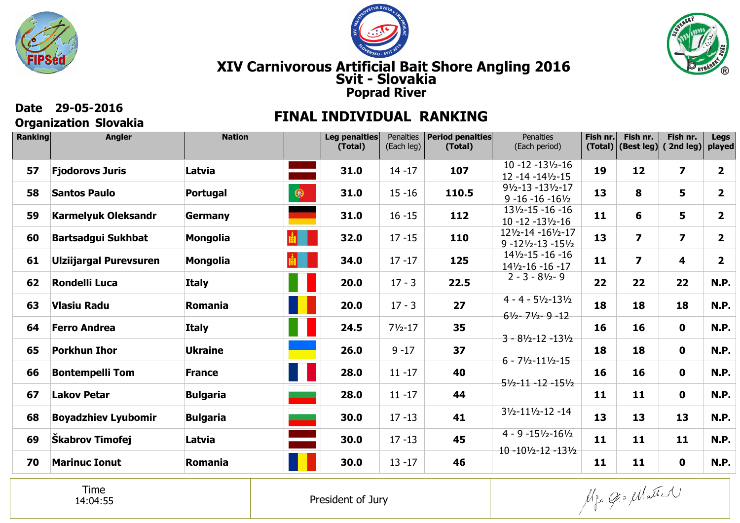# XIV Carnivorous Artificial Bait Shore Angling 2016
## Svit - Slovakia
### Poprad River

**Date** 29-05-2016
**Organization** Slovakia

## FINAL INDIVIDUAL RANKING

| Ranking | Angler | Nation | | Leg penalties (Total) | Penalties (Each leg) | Period penalties (Total) | Penalties (Each period) | Fish nr. (Total) | Fish nr. (Best leg) | Fish nr. ( 2nd leg) | Legs played |
|---|---|---|---|---|---|---|---|---|---|---|---|
| 57 | Fjodorovs Juris | Latvia | | 31.0 | 14 -17 | 107 | 10 -12 -13½-16 12 -14 -14½-15 | 19 | 12 | 7 | 2 |
| 58 | Santos Paulo | Portugal | | 31.0 | 15 -16 | 110.5 | 9½-13 -13½-17 9 -16 -16 -16½ | 13 | 8 | 5 | 2 |
| 59 | Karmelyuk Oleksandr | Germany | | 31.0 | 16 -15 | 112 | 13½-15 -16 -16 10 -12 -13½-16 | 11 | 6 | 5 | 2 |
| 60 | Bartsadgui Sukhbat | Mongolia | | 32.0 | 17 -15 | 110 | 12½-14 -16½-17 9 -12½-13 -15½ | 13 | 7 | 7 | 2 |
| 61 | Ulziijargal Purevsuren | Mongolia | | 34.0 | 17 -17 | 125 | 14½-15 -16 -16 14½-16 -16 -17 | 11 | 7 | 4 | 2 |
| 62 | Rondelli Luca | Italy | | 20.0 | 17 - 3 | 22.5 | 2 - 3 - 8½- 9 | 22 | 22 | 22 | N.P. |
| 63 | Vlasiu Radu | Romania | | 20.0 | 17 - 3 | 27 | 4 - 4 - 5½-13½ | 18 | 18 | 18 | N.P. |
| 64 | Ferro Andrea | Italy | | 24.5 | 7½-17 | 35 | 6½- 7½- 9 -12 | 16 | 16 | 0 | N.P. |
| 65 | Porkhun Ihor | Ukraine | | 26.0 | 9 -17 | 37 | 3 - 8½-12 -13½ | 18 | 18 | 0 | N.P. |
| 66 | Bontempelli Tom | France | | 28.0 | 11 -17 | 40 | 6 - 7½-11½-15 | 16 | 16 | 0 | N.P. |
| 67 | Lakov Petar | Bulgaria | | 28.0 | 11 -17 | 44 | 5½-11 -12 -15½ | 11 | 11 | 0 | N.P. |
| 68 | Boyadzhiev Lyubomir | Bulgaria | | 30.0 | 17 -13 | 41 | 3½-11½-12 -14 | 13 | 13 | 13 | N.P. |
| 69 | Škabrov Timofej | Latvia | | 30.0 | 17 -13 | 45 | 4 - 9 -15½-16½ | 11 | 11 | 11 | N.P. |
| 70 | Marinuc Ionut | Romania | | 30.0 | 13 -17 | 46 | 10 -10½-12 -13½ | 11 | 11 | 0 | N.P. |

| Time 14:04:55 | President of Jury | |
|---|---|---|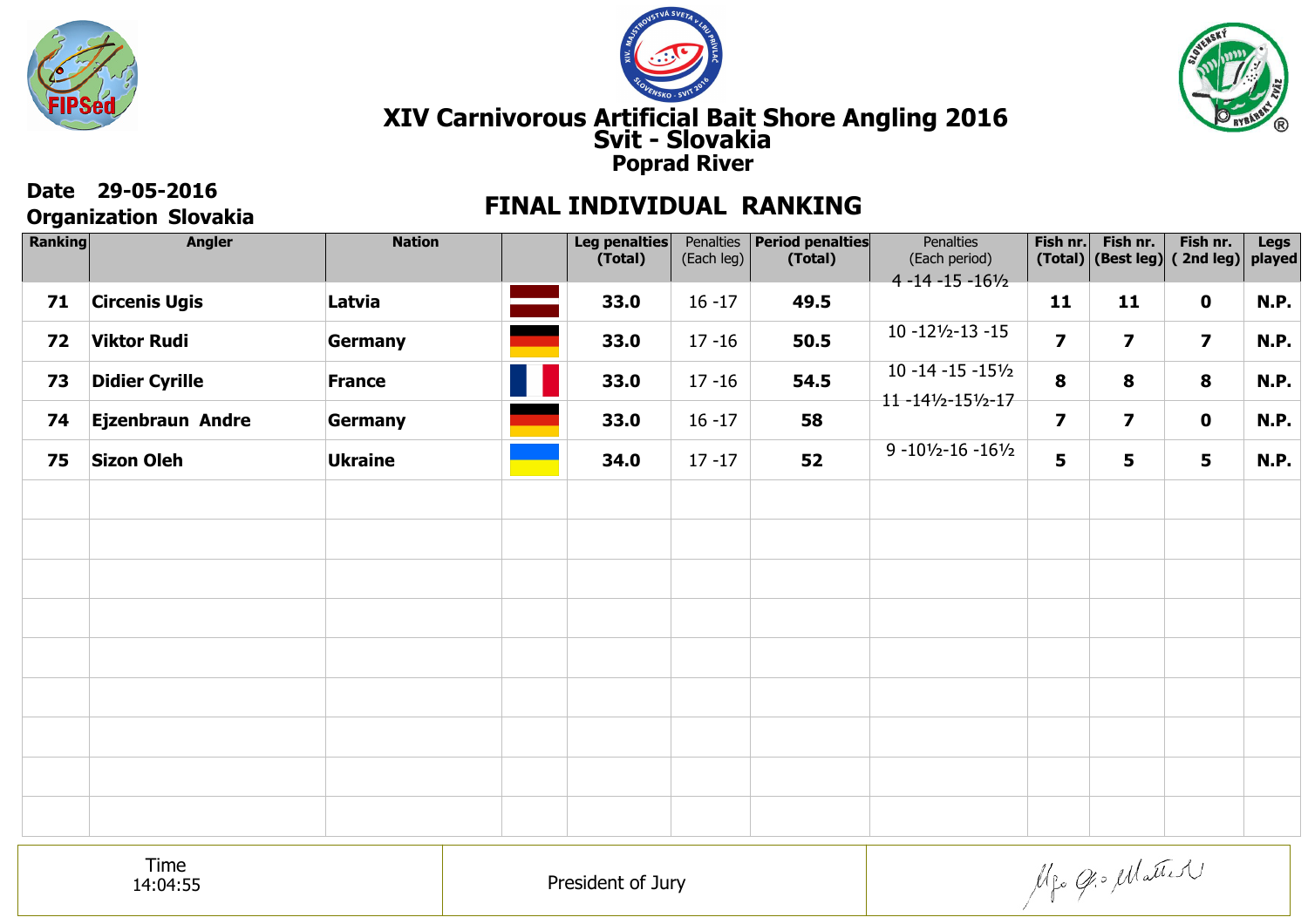# XIV Carnivorous Artificial Bait Shore Angling 2016
## Svit - Slovakia
### Poprad River

**Date 29-05-2016**
**Organization Slovakia**

## FINAL INDIVIDUAL RANKING

| Ranking | Angler | Nation | | Leg penalties (Total) | Penalties (Each leg) | Period penalties (Total) | Penalties (Each period) | Fish nr. (Total) | Fish nr. (Best leg) | Fish nr. ( 2nd leg) | Legs played |
|---|---|---|---|---|---|---|---|---|---|---|---|
| 71 | Circenis Ugis | Latvia | | 33.0 | 16 -17 | 49.5 | 4 -14 -15 -16½ | 11 | 11 | 0 | N.P. |
| 72 | Viktor Rudi | Germany | | 33.0 | 17 -16 | 50.5 | 10 -12½-13 -15 | 7 | 7 | 7 | N.P. |
| 73 | Didier Cyrille | France | | 33.0 | 17 -16 | 54.5 | 10 -14 -15 -15½ | 8 | 8 | 8 | N.P. |
| 74 | Ejzenbraun Andre | Germany | | 33.0 | 16 -17 | 58 | 11 -14½-15½-17 | 7 | 7 | 0 | N.P. |
| 75 | Sizon Oleh | Ukraine | | 34.0 | 17 -17 | 52 | 9 -10½-16 -16½ | 5 | 5 | 5 | N.P. |

| Time 14:04:55 | President of Jury | |
|---|---|---|